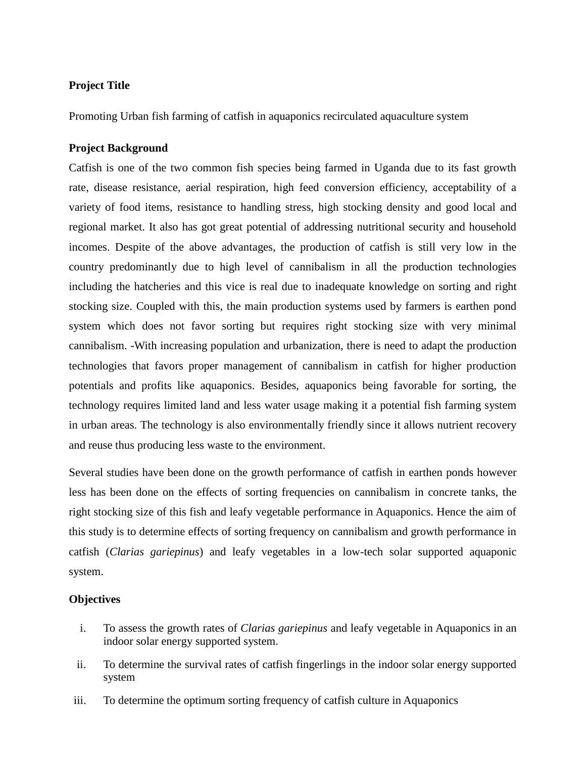**Project Title**

Promoting Urban fish farming of catfish in aquaponics recirculated aquaculture system

**Project Background**

Catfish is one of the two common fish species being farmed in Uganda due to its fast growth rate, disease resistance, aerial respiration, high feed conversion efficiency, acceptability of a variety of food items, resistance to handling stress, high stocking density and good local and regional market. It also has got great potential of addressing nutritional security and household incomes. Despite of the above advantages, the production of catfish is still very low in the country predominantly due to high level of cannibalism in all the production technologies including the hatcheries and this vice is real due to inadequate knowledge on sorting and right stocking size. Coupled with this, the main production systems used by farmers is earthen pond system which does not favor sorting but requires right stocking size with very minimal cannibalism. -With increasing population and urbanization, there is need to adapt the production technologies that favors proper management of cannibalism in catfish for higher production potentials and profits like aquaponics. Besides, aquaponics being favorable for sorting, the technology requires limited land and less water usage making it a potential fish farming system in urban areas. The technology is also environmentally friendly since it allows nutrient recovery and reuse thus producing less waste to the environment.

Several studies have been done on the growth performance of catfish in earthen ponds however less has been done on the effects of sorting frequencies on cannibalism in concrete tanks, the right stocking size of this fish and leafy vegetable performance in Aquaponics. Hence the aim of this study is to determine effects of sorting frequency on cannibalism and growth performance in catfish (*Clarias gariepinus*) and leafy vegetables in a low-tech solar supported aquaponic system.

**Objectives**

i. To assess the growth rates of *Clarias gariepinus* and leafy vegetable in Aquaponics in an indoor solar energy supported system.

ii. To determine the survival rates of catfish fingerlings in the indoor solar energy supported system

iii. To determine the optimum sorting frequency of catfish culture in Aquaponics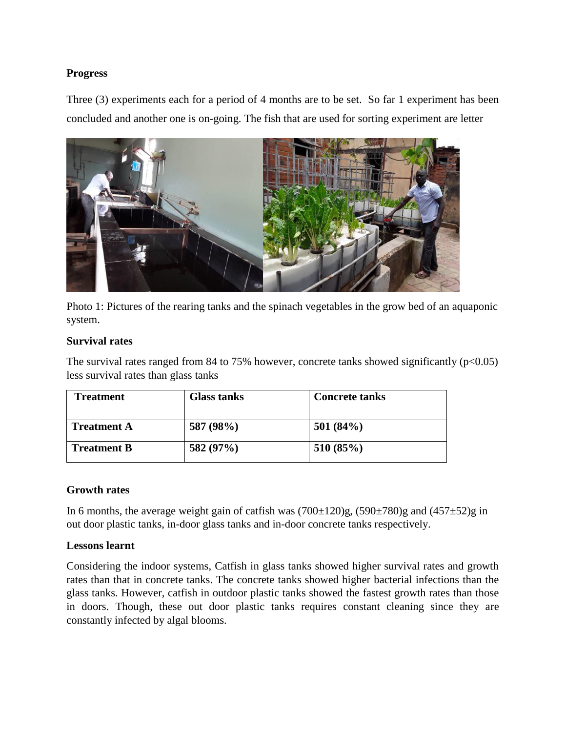**Progress**

Three (3) experiments each for a period of 4 months are to be set. So far 1 experiment has been concluded and another one is on-going. The fish that are used for sorting experiment are letter

Photo 1: Pictures of the rearing tanks and the spinach vegetables in the grow bed of an aquaponic system.

**Survival rates**

The survival rates ranged from 84 to 75% however, concrete tanks showed significantly ($p<0.05$) less survival rates than glass tanks

| Treatment | Glass tanks | Concrete tanks |
|---|---|---|
| **Treatment A** | **587 (98%)** | **501 (84%)** |
| **Treatment B** | **582 (97%)** | **510 (85%)** |

**Growth rates**

In 6 months, the average weight gain of catfish was ($700\pm120$)g, ($590\pm780$)g and ($457\pm52$)g in out door plastic tanks, in-door glass tanks and in-door concrete tanks respectively.

**Lessons learnt**

Considering the indoor systems, Catfish in glass tanks showed higher survival rates and growth rates than that in concrete tanks. The concrete tanks showed higher bacterial infections than the glass tanks. However, catfish in outdoor plastic tanks showed the fastest growth rates than those in doors. Though, these out door plastic tanks requires constant cleaning since they are constantly infected by algal blooms.